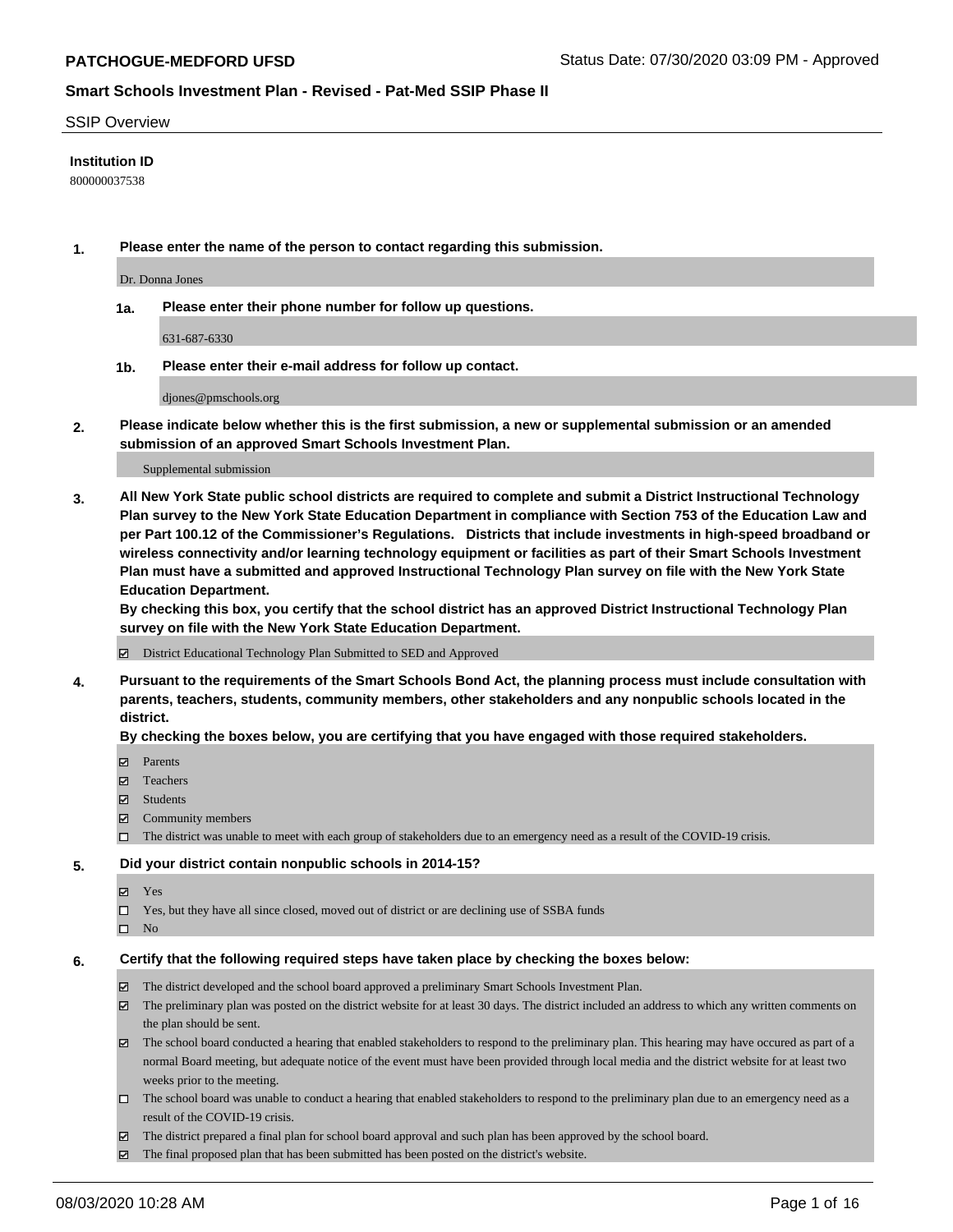**PATCHOGUE-MEDFORD UFSD** Status Date: 07/30/2020 03:09 PM - Approved

**Smart Schools Investment Plan - Revised - Pat-Med SSIP Phase II**

SSIP Overview

**Institution ID**

800000037538

**1. Please enter the name of the person to contact regarding this submission.**

Dr. Donna Jones

**1a. Please enter their phone number for follow up questions.**

631-687-6330

**1b. Please enter their e-mail address for follow up contact.**

djones@pmschools.org

**2. Please indicate below whether this is the first submission, a new or supplemental submission or an amended submission of an approved Smart Schools Investment Plan.**

Supplemental submission

**3. All New York State public school districts are required to complete and submit a District Instructional Technology Plan survey to the New York State Education Department in compliance with Section 753 of the Education Law and per Part 100.12 of the Commissioner's Regulations. Districts that include investments in high-speed broadband or wireless connectivity and/or learning technology equipment or facilities as part of their Smart Schools Investment Plan must have a submitted and approved Instructional Technology Plan survey on file with the New York State Education Department.**
**By checking this box, you certify that the school district has an approved District Instructional Technology Plan survey on file with the New York State Education Department.**

- ☑ District Educational Technology Plan Submitted to SED and Approved

**4. Pursuant to the requirements of the Smart Schools Bond Act, the planning process must include consultation with parents, teachers, students, community members, other stakeholders and any nonpublic schools located in the district.**
**By checking the boxes below, you are certifying that you have engaged with those required stakeholders.**

- ☑ Parents
- ☑ Teachers
- ☑ Students
- ☑ Community members
- ☐ The district was unable to meet with each group of stakeholders due to an emergency need as a result of the COVID-19 crisis.

**5. Did your district contain nonpublic schools in 2014-15?**

- ☑ Yes
- ☐ Yes, but they have all since closed, moved out of district or are declining use of SSBA funds
- ☐ No

**6. Certify that the following required steps have taken place by checking the boxes below:**

- ☑ The district developed and the school board approved a preliminary Smart Schools Investment Plan.
- ☑ The preliminary plan was posted on the district website for at least 30 days. The district included an address to which any written comments on the plan should be sent.
- ☑ The school board conducted a hearing that enabled stakeholders to respond to the preliminary plan. This hearing may have occured as part of a normal Board meeting, but adequate notice of the event must have been provided through local media and the district website for at least two weeks prior to the meeting.
- ☐ The school board was unable to conduct a hearing that enabled stakeholders to respond to the preliminary plan due to an emergency need as a result of the COVID-19 crisis.
- ☑ The district prepared a final plan for school board approval and such plan has been approved by the school board.
- ☑ The final proposed plan that has been submitted has been posted on the district's website.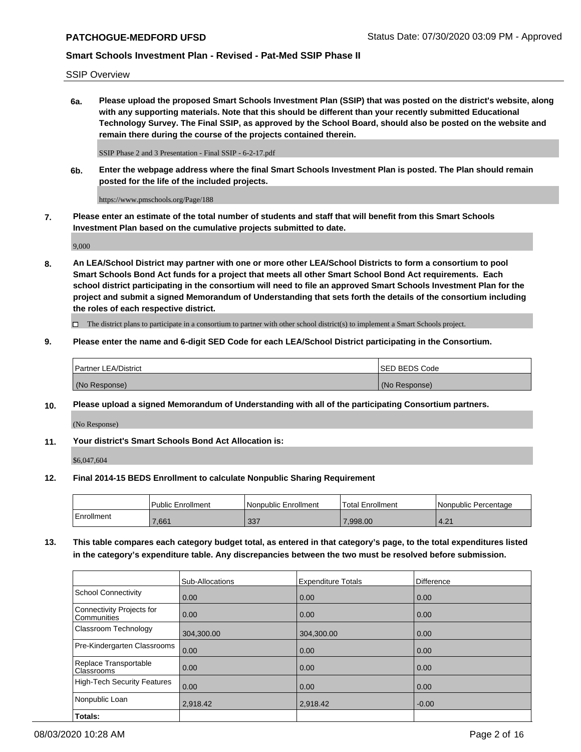SSIP Overview

**6a. Please upload the proposed Smart Schools Investment Plan (SSIP) that was posted on the district's website, along with any supporting materials. Note that this should be different than your recently submitted Educational Technology Survey. The Final SSIP, as approved by the School Board, should also be posted on the website and remain there during the course of the projects contained therein.**

SSIP Phase 2 and 3 Presentation - Final SSIP - 6-2-17.pdf

**6b. Enter the webpage address where the final Smart Schools Investment Plan is posted. The Plan should remain posted for the life of the included projects.**

https://www.pmschools.org/Page/188

**7. Please enter an estimate of the total number of students and staff that will benefit from this Smart Schools Investment Plan based on the cumulative projects submitted to date.**

9,000

**8. An LEA/School District may partner with one or more other LEA/School Districts to form a consortium to pool Smart Schools Bond Act funds for a project that meets all other Smart School Bond Act requirements. Each school district participating in the consortium will need to file an approved Smart Schools Investment Plan for the project and submit a signed Memorandum of Understanding that sets forth the details of the consortium including the roles of each respective district.**

☐ The district plans to participate in a consortium to partner with other school district(s) to implement a Smart Schools project.

**9. Please enter the name and 6-digit SED Code for each LEA/School District participating in the Consortium.**

| Partner LEA/District | SED BEDS Code |
|---|---|
| (No Response) | (No Response) |

**10. Please upload a signed Memorandum of Understanding with all of the participating Consortium partners.**

(No Response)

**11. Your district's Smart Schools Bond Act Allocation is:**

$6,047,604

**12. Final 2014-15 BEDS Enrollment to calculate Nonpublic Sharing Requirement**

| | Public Enrollment | Nonpublic Enrollment | Total Enrollment | Nonpublic Percentage |
|---|---|---|---|---|
| Enrollment | 7,661 | 337 | 7,998.00 | 4.21 |

**13. This table compares each category budget total, as entered in that category's page, to the total expenditures listed in the category's expenditure table. Any discrepancies between the two must be resolved before submission.**

| | Sub-Allocations | Expenditure Totals | Difference |
|---|---|---|---|
| School Connectivity | 0.00 | 0.00 | 0.00 |
| Connectivity Projects for Communities | 0.00 | 0.00 | 0.00 |
| Classroom Technology | 304,300.00 | 304,300.00 | 0.00 |
| Pre-Kindergarten Classrooms | 0.00 | 0.00 | 0.00 |
| Replace Transportable Classrooms | 0.00 | 0.00 | 0.00 |
| High-Tech Security Features | 0.00 | 0.00 | 0.00 |
| Nonpublic Loan | 2,918.42 | 2,918.42 | -0.00 |
| **Totals:** | | | |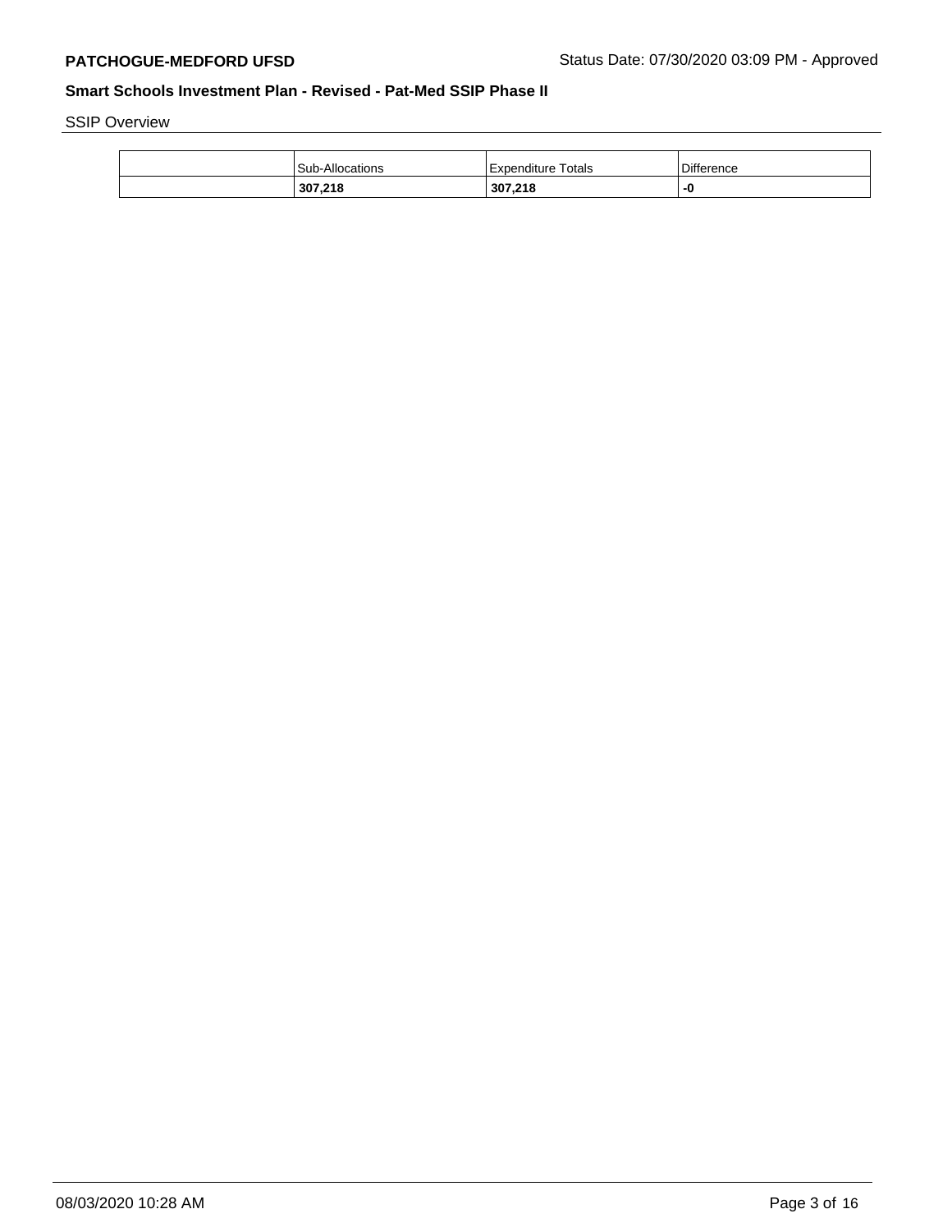SSIP Overview

| | Sub-Allocations | Expenditure Totals | Difference |
|---|---|---|---|
| | **307,218** | **307,218** | **-0** |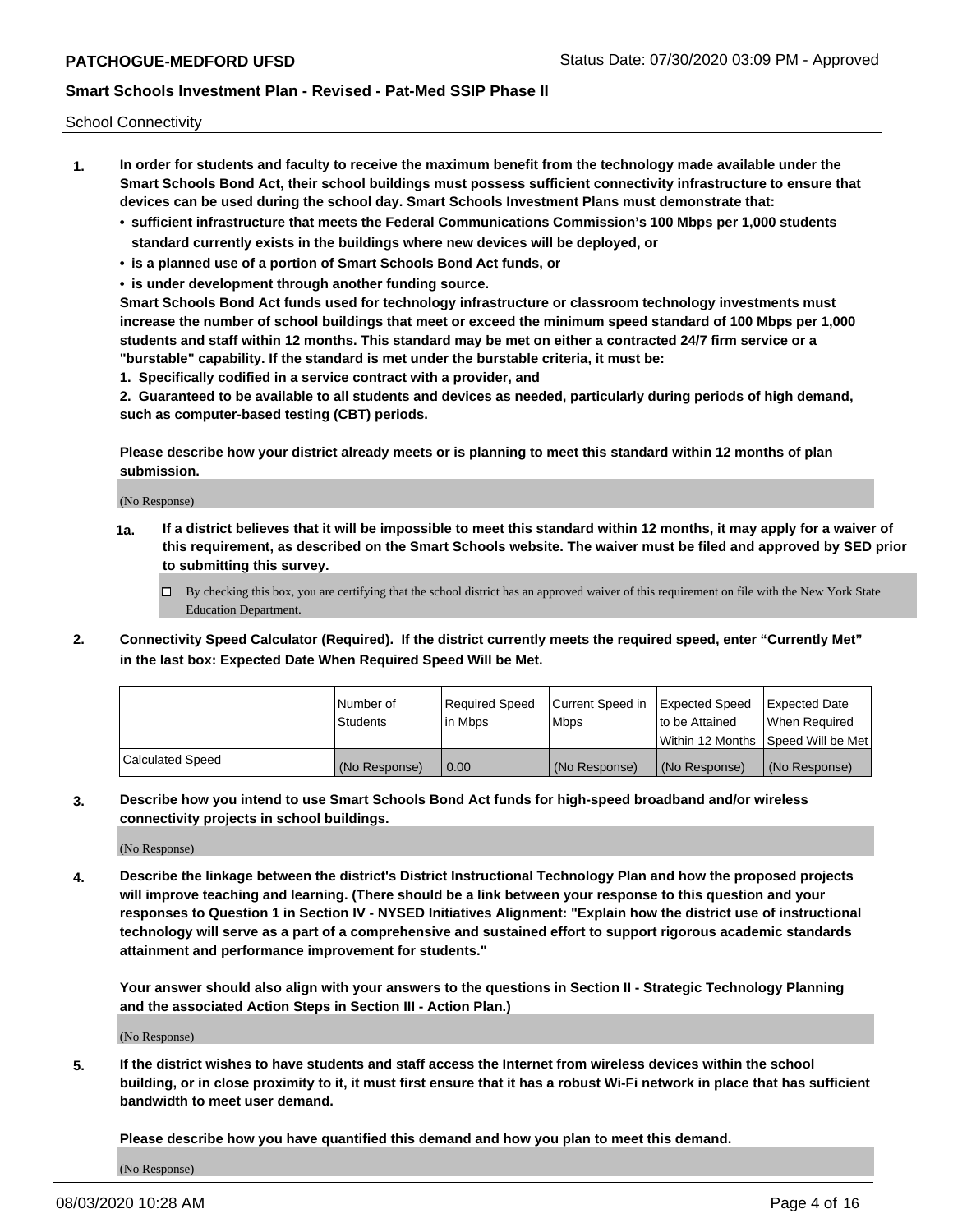School Connectivity

1. **In order for students and faculty to receive the maximum benefit from the technology made available under the Smart Schools Bond Act, their school buildings must possess sufficient connectivity infrastructure to ensure that devices can be used during the school day. Smart Schools Investment Plans must demonstrate that:**
   - **sufficient infrastructure that meets the Federal Communications Commission's 100 Mbps per 1,000 students standard currently exists in the buildings where new devices will be deployed, or**
   - **is a planned use of a portion of Smart Schools Bond Act funds, or**
   - **is under development through another funding source.**

   **Smart Schools Bond Act funds used for technology infrastructure or classroom technology investments must increase the number of school buildings that meet or exceed the minimum speed standard of 100 Mbps per 1,000 students and staff within 12 months. This standard may be met on either a contracted 24/7 firm service or a "burstable" capability. If the standard is met under the burstable criteria, it must be:**

   **1. Specifically codified in a service contract with a provider, and**

   **2. Guaranteed to be available to all students and devices as needed, particularly during periods of high demand, such as computer-based testing (CBT) periods.**

   **Please describe how your district already meets or is planning to meet this standard within 12 months of plan submission.**

   (No Response)

   **1a. If a district believes that it will be impossible to meet this standard within 12 months, it may apply for a waiver of this requirement, as described on the Smart Schools website. The waiver must be filed and approved by SED prior to submitting this survey.**

   ☐ By checking this box, you are certifying that the school district has an approved waiver of this requirement on file with the New York State Education Department.

2. **Connectivity Speed Calculator (Required). If the district currently meets the required speed, enter "Currently Met" in the last box: Expected Date When Required Speed Will be Met.**

| | Number of Students | Required Speed in Mbps | Current Speed in Mbps | Expected Speed to be Attained Within 12 Months | Expected Date When Required Speed Will be Met |
|---|---|---|---|---|---|
| Calculated Speed | (No Response) | 0.00 | (No Response) | (No Response) | (No Response) |

3. **Describe how you intend to use Smart Schools Bond Act funds for high-speed broadband and/or wireless connectivity projects in school buildings.**

   (No Response)

4. **Describe the linkage between the district's District Instructional Technology Plan and how the proposed projects will improve teaching and learning. (There should be a link between your response to this question and your responses to Question 1 in Section IV - NYSED Initiatives Alignment: "Explain how the district use of instructional technology will serve as a part of a comprehensive and sustained effort to support rigorous academic standards attainment and performance improvement for students."**

   **Your answer should also align with your answers to the questions in Section II - Strategic Technology Planning and the associated Action Steps in Section III - Action Plan.)**

   (No Response)

5. **If the district wishes to have students and staff access the Internet from wireless devices within the school building, or in close proximity to it, it must first ensure that it has a robust Wi-Fi network in place that has sufficient bandwidth to meet user demand.**

   **Please describe how you have quantified this demand and how you plan to meet this demand.**

   (No Response)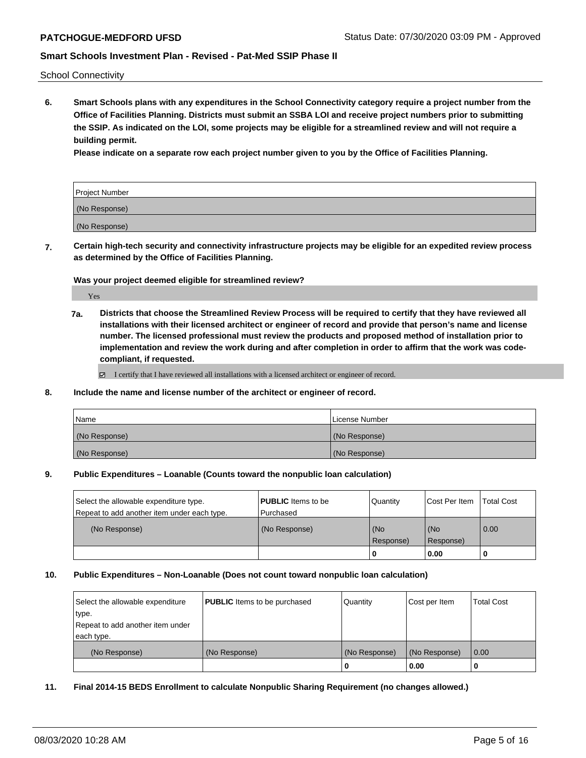School Connectivity

**6. Smart Schools plans with any expenditures in the School Connectivity category require a project number from the Office of Facilities Planning. Districts must submit an SSBA LOI and receive project numbers prior to submitting the SSIP. As indicated on the LOI, some projects may be eligible for a streamlined review and will not require a building permit.**

**Please indicate on a separate row each project number given to you by the Office of Facilities Planning.**

| Project Number |
|---|
| (No Response) |
| (No Response) |

**7. Certain high-tech security and connectivity infrastructure projects may be eligible for an expedited review process as determined by the Office of Facilities Planning.**

**Was your project deemed eligible for streamlined review?**

Yes

**7a. Districts that choose the Streamlined Review Process will be required to certify that they have reviewed all installations with their licensed architect or engineer of record and provide that person's name and license number. The licensed professional must review the products and proposed method of installation prior to implementation and review the work during and after completion in order to affirm that the work was code-compliant, if requested.**

☑ I certify that I have reviewed all installations with a licensed architect or engineer of record.

**8. Include the name and license number of the architect or engineer of record.**

| Name | License Number |
|---|---|
| (No Response) | (No Response) |
| (No Response) | (No Response) |

**9. Public Expenditures – Loanable (Counts toward the nonpublic loan calculation)**

| Select the allowable expenditure type. Repeat to add another item under each type. | **PUBLIC** Items to be Purchased | Quantity | Cost Per Item | Total Cost |
|---|---|---|---|---|
| (No Response) | (No Response) | (No Response) | (No Response) | 0.00 |
| | | **0** | **0.00** | **0** |

**10. Public Expenditures – Non-Loanable (Does not count toward nonpublic loan calculation)**

| Select the allowable expenditure type. Repeat to add another item under each type. | **PUBLIC** Items to be purchased | Quantity | Cost per Item | Total Cost |
|---|---|---|---|---|
| (No Response) | (No Response) | (No Response) | (No Response) | 0.00 |
| | | **0** | **0.00** | **0** |

**11. Final 2014-15 BEDS Enrollment to calculate Nonpublic Sharing Requirement (no changes allowed.)**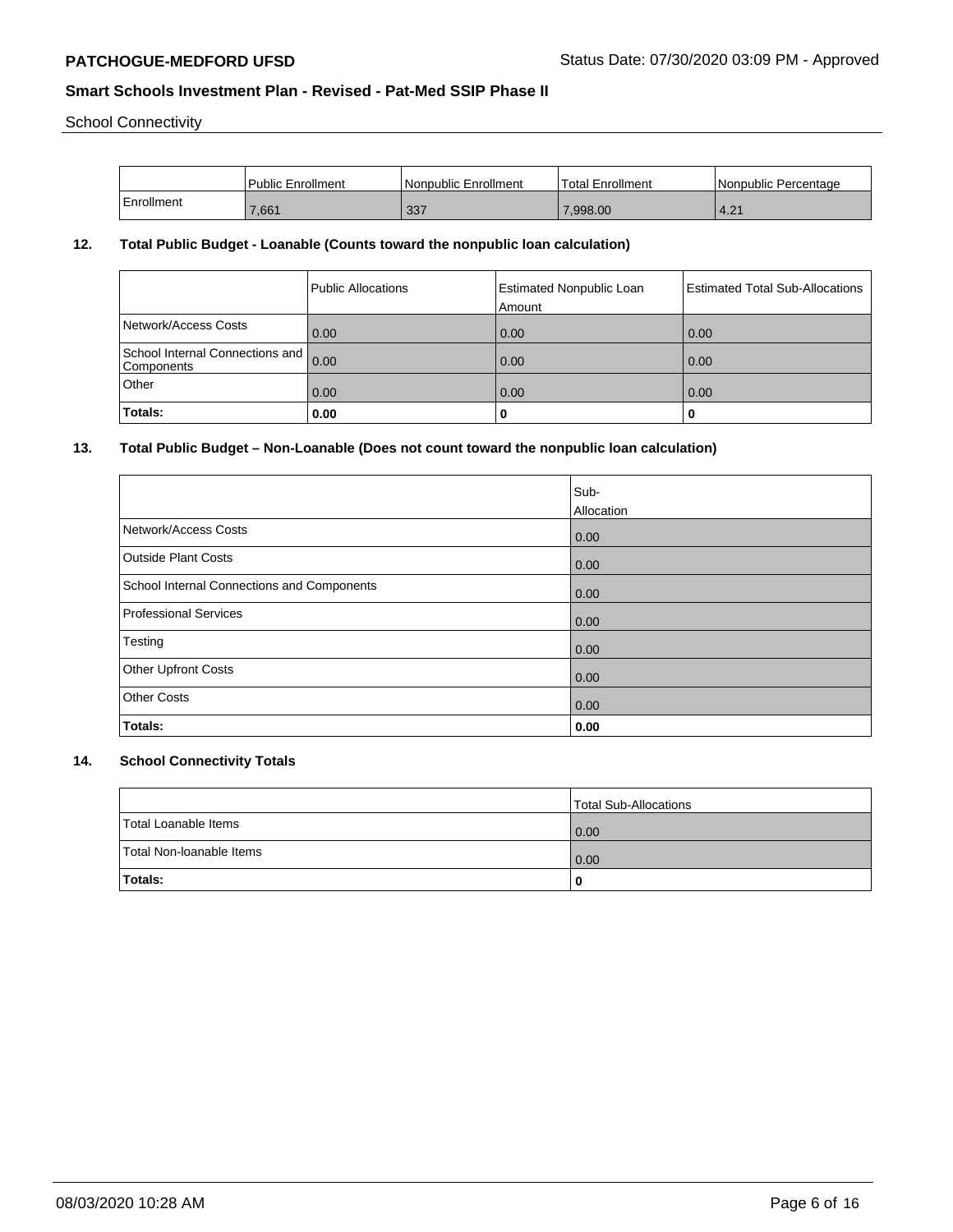School Connectivity

| | Public Enrollment | Nonpublic Enrollment | Total Enrollment | Nonpublic Percentage |
|---|---|---|---|---|
| Enrollment | 7,661 | 337 | 7,998.00 | 4.21 |

## 12. Total Public Budget - Loanable (Counts toward the nonpublic loan calculation)

| | Public Allocations | Estimated Nonpublic Loan Amount | Estimated Total Sub-Allocations |
|---|---|---|---|
| Network/Access Costs | 0.00 | 0.00 | 0.00 |
| School Internal Connections and Components | 0.00 | 0.00 | 0.00 |
| Other | 0.00 | 0.00 | 0.00 |
| **Totals:** | **0.00** | **0** | **0** |

## 13. Total Public Budget – Non-Loanable (Does not count toward the nonpublic loan calculation)

| | Sub-Allocation |
|---|---|
| Network/Access Costs | 0.00 |
| Outside Plant Costs | 0.00 |
| School Internal Connections and Components | 0.00 |
| Professional Services | 0.00 |
| Testing | 0.00 |
| Other Upfront Costs | 0.00 |
| Other Costs | 0.00 |
| **Totals:** | **0.00** |

## 14. School Connectivity Totals

| | Total Sub-Allocations |
|---|---|
| Total Loanable Items | 0.00 |
| Total Non-loanable Items | 0.00 |
| **Totals:** | **0** |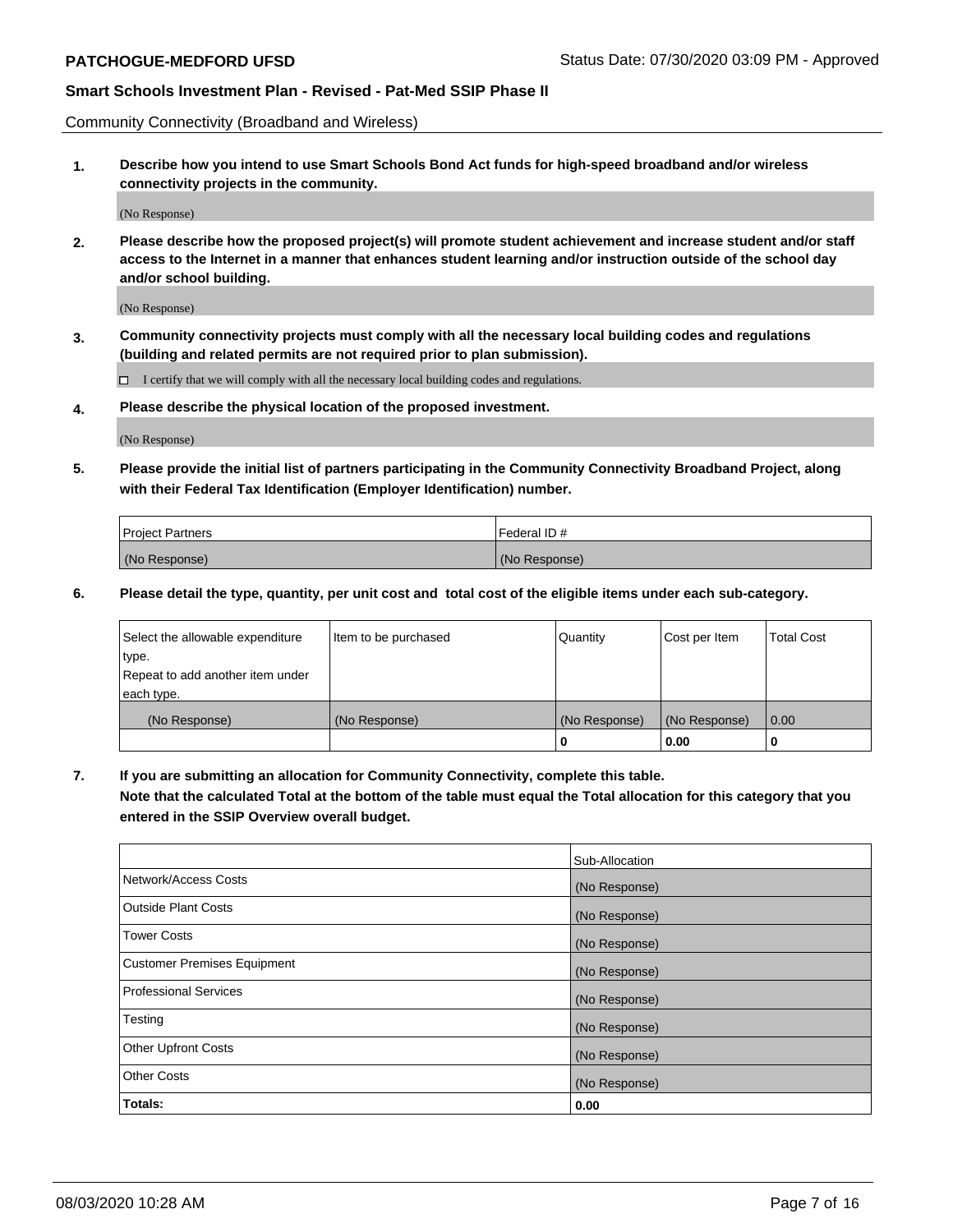Community Connectivity (Broadband and Wireless)

**1. Describe how you intend to use Smart Schools Bond Act funds for high-speed broadband and/or wireless connectivity projects in the community.**

(No Response)

**2. Please describe how the proposed project(s) will promote student achievement and increase student and/or staff access to the Internet in a manner that enhances student learning and/or instruction outside of the school day and/or school building.**

(No Response)

**3. Community connectivity projects must comply with all the necessary local building codes and regulations (building and related permits are not required prior to plan submission).**

☐ I certify that we will comply with all the necessary local building codes and regulations.

**4. Please describe the physical location of the proposed investment.**

(No Response)

**5. Please provide the initial list of partners participating in the Community Connectivity Broadband Project, along with their Federal Tax Identification (Employer Identification) number.**

| Project Partners | Federal ID # |
|---|---|
| (No Response) | (No Response) |

**6. Please detail the type, quantity, per unit cost and total cost of the eligible items under each sub-category.**

| Select the allowable expenditure type. Repeat to add another item under each type. | Item to be purchased | Quantity | Cost per Item | Total Cost |
|---|---|---|---|---|
| (No Response) | (No Response) | (No Response) | (No Response) | 0.00 |
| | | **0** | **0.00** | **0** |

**7. If you are submitting an allocation for Community Connectivity, complete this table. Note that the calculated Total at the bottom of the table must equal the Total allocation for this category that you entered in the SSIP Overview overall budget.**

| | Sub-Allocation |
|---|---|
| Network/Access Costs | (No Response) |
| Outside Plant Costs | (No Response) |
| Tower Costs | (No Response) |
| Customer Premises Equipment | (No Response) |
| Professional Services | (No Response) |
| Testing | (No Response) |
| Other Upfront Costs | (No Response) |
| Other Costs | (No Response) |
| **Totals:** | **0.00** |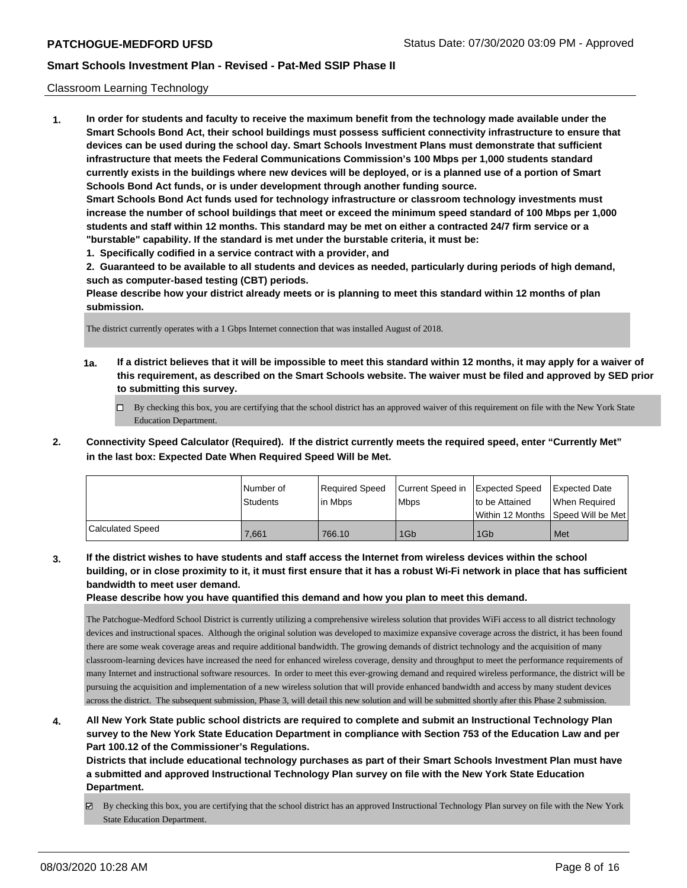Classroom Learning Technology

**1. In order for students and faculty to receive the maximum benefit from the technology made available under the Smart Schools Bond Act, their school buildings must possess sufficient connectivity infrastructure to ensure that devices can be used during the school day. Smart Schools Investment Plans must demonstrate that sufficient infrastructure that meets the Federal Communications Commission's 100 Mbps per 1,000 students standard currently exists in the buildings where new devices will be deployed, or is a planned use of a portion of Smart Schools Bond Act funds, or is under development through another funding source.**

**Smart Schools Bond Act funds used for technology infrastructure or classroom technology investments must increase the number of school buildings that meet or exceed the minimum speed standard of 100 Mbps per 1,000 students and staff within 12 months. This standard may be met on either a contracted 24/7 firm service or a "burstable" capability. If the standard is met under the burstable criteria, it must be:**

**1. Specifically codified in a service contract with a provider, and**

**2. Guaranteed to be available to all students and devices as needed, particularly during periods of high demand, such as computer-based testing (CBT) periods.**

**Please describe how your district already meets or is planning to meet this standard within 12 months of plan submission.**

The district currently operates with a 1 Gbps Internet connection that was installed August of 2018.

**1a. If a district believes that it will be impossible to meet this standard within 12 months, it may apply for a waiver of this requirement, as described on the Smart Schools website. The waiver must be filed and approved by SED prior to submitting this survey.**

☐ By checking this box, you are certifying that the school district has an approved waiver of this requirement on file with the New York State Education Department.

**2. Connectivity Speed Calculator (Required). If the district currently meets the required speed, enter "Currently Met" in the last box: Expected Date When Required Speed Will be Met.**

| | Number of Students | Required Speed in Mbps | Current Speed in Mbps | Expected Speed to be Attained Within 12 Months | Expected Date When Required Speed Will be Met |
|---|---|---|---|---|---|
| Calculated Speed | 7,661 | 766.10 | 1Gb | 1Gb | Met |

**3. If the district wishes to have students and staff access the Internet from wireless devices within the school building, or in close proximity to it, it must first ensure that it has a robust Wi-Fi network in place that has sufficient bandwidth to meet user demand.**

**Please describe how you have quantified this demand and how you plan to meet this demand.**

The Patchogue-Medford School District is currently utilizing a comprehensive wireless solution that provides WiFi access to all district technology devices and instructional spaces. Although the original solution was developed to maximize expansive coverage across the district, it has been found there are some weak coverage areas and require additional bandwidth. The growing demands of district technology and the acquisition of many classroom-learning devices have increased the need for enhanced wireless coverage, density and throughput to meet the performance requirements of many Internet and instructional software resources. In order to meet this ever-growing demand and required wireless performance, the district will be pursuing the acquisition and implementation of a new wireless solution that will provide enhanced bandwidth and access by many student devices across the district. The subsequent submission, Phase 3, will detail this new solution and will be submitted shortly after this Phase 2 submission.

**4. All New York State public school districts are required to complete and submit an Instructional Technology Plan survey to the New York State Education Department in compliance with Section 753 of the Education Law and per Part 100.12 of the Commissioner's Regulations.**

**Districts that include educational technology purchases as part of their Smart Schools Investment Plan must have a submitted and approved Instructional Technology Plan survey on file with the New York State Education Department.**

☑ By checking this box, you are certifying that the school district has an approved Instructional Technology Plan survey on file with the New York State Education Department.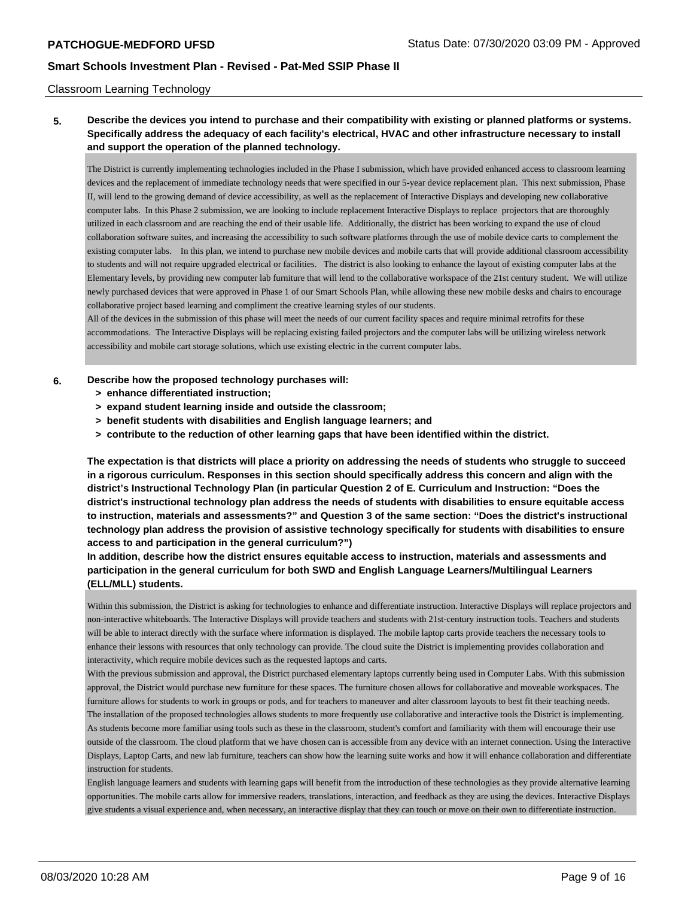Classroom Learning Technology

**5. Describe the devices you intend to purchase and their compatibility with existing or planned platforms or systems. Specifically address the adequacy of each facility's electrical, HVAC and other infrastructure necessary to install and support the operation of the planned technology.**

The District is currently implementing technologies included in the Phase I submission, which have provided enhanced access to classroom learning devices and the replacement of immediate technology needs that were specified in our 5-year device replacement plan. This next submission, Phase II, will lend to the growing demand of device accessibility, as well as the replacement of Interactive Displays and developing new collaborative computer labs. In this Phase 2 submission, we are looking to include replacement Interactive Displays to replace projectors that are thoroughly utilized in each classroom and are reaching the end of their usable life. Additionally, the district has been working to expand the use of cloud collaboration software suites, and increasing the accessibility to such software platforms through the use of mobile device carts to complement the existing computer labs. In this plan, we intend to purchase new mobile devices and mobile carts that will provide additional classroom accessibility to students and will not require upgraded electrical or facilities. The district is also looking to enhance the layout of existing computer labs at the Elementary levels, by providing new computer lab furniture that will lend to the collaborative workspace of the 21st century student. We will utilize newly purchased devices that were approved in Phase 1 of our Smart Schools Plan, while allowing these new mobile desks and chairs to encourage collaborative project based learning and compliment the creative learning styles of our students.

All of the devices in the submission of this phase will meet the needs of our current facility spaces and require minimal retrofits for these accommodations. The Interactive Displays will be replacing existing failed projectors and the computer labs will be utilizing wireless network accessibility and mobile cart storage solutions, which use existing electric in the current computer labs.

**6. Describe how the proposed technology purchases will:**

- **> enhance differentiated instruction;**
- **> expand student learning inside and outside the classroom;**
- **> benefit students with disabilities and English language learners; and**
- **> contribute to the reduction of other learning gaps that have been identified within the district.**

**The expectation is that districts will place a priority on addressing the needs of students who struggle to succeed in a rigorous curriculum. Responses in this section should specifically address this concern and align with the district's Instructional Technology Plan (in particular Question 2 of E. Curriculum and Instruction: "Does the district's instructional technology plan address the needs of students with disabilities to ensure equitable access to instruction, materials and assessments?" and Question 3 of the same section: "Does the district's instructional technology plan address the provision of assistive technology specifically for students with disabilities to ensure access to and participation in the general curriculum?")**

**In addition, describe how the district ensures equitable access to instruction, materials and assessments and participation in the general curriculum for both SWD and English Language Learners/Multilingual Learners (ELL/MLL) students.**

Within this submission, the District is asking for technologies to enhance and differentiate instruction. Interactive Displays will replace projectors and non-interactive whiteboards. The Interactive Displays will provide teachers and students with 21st-century instruction tools. Teachers and students will be able to interact directly with the surface where information is displayed. The mobile laptop carts provide teachers the necessary tools to enhance their lessons with resources that only technology can provide. The cloud suite the District is implementing provides collaboration and interactivity, which require mobile devices such as the requested laptops and carts.

With the previous submission and approval, the District purchased elementary laptops currently being used in Computer Labs. With this submission approval, the District would purchase new furniture for these spaces. The furniture chosen allows for collaborative and moveable workspaces. The furniture allows for students to work in groups or pods, and for teachers to maneuver and alter classroom layouts to best fit their teaching needs.

The installation of the proposed technologies allows students to more frequently use collaborative and interactive tools the District is implementing. As students become more familiar using tools such as these in the classroom, student's comfort and familiarity with them will encourage their use outside of the classroom. The cloud platform that we have chosen can is accessible from any device with an internet connection. Using the Interactive Displays, Laptop Carts, and new lab furniture, teachers can show how the learning suite works and how it will enhance collaboration and differentiate instruction for students.

English language learners and students with learning gaps will benefit from the introduction of these technologies as they provide alternative learning opportunities. The mobile carts allow for immersive readers, translations, interaction, and feedback as they are using the devices. Interactive Displays give students a visual experience and, when necessary, an interactive display that they can touch or move on their own to differentiate instruction.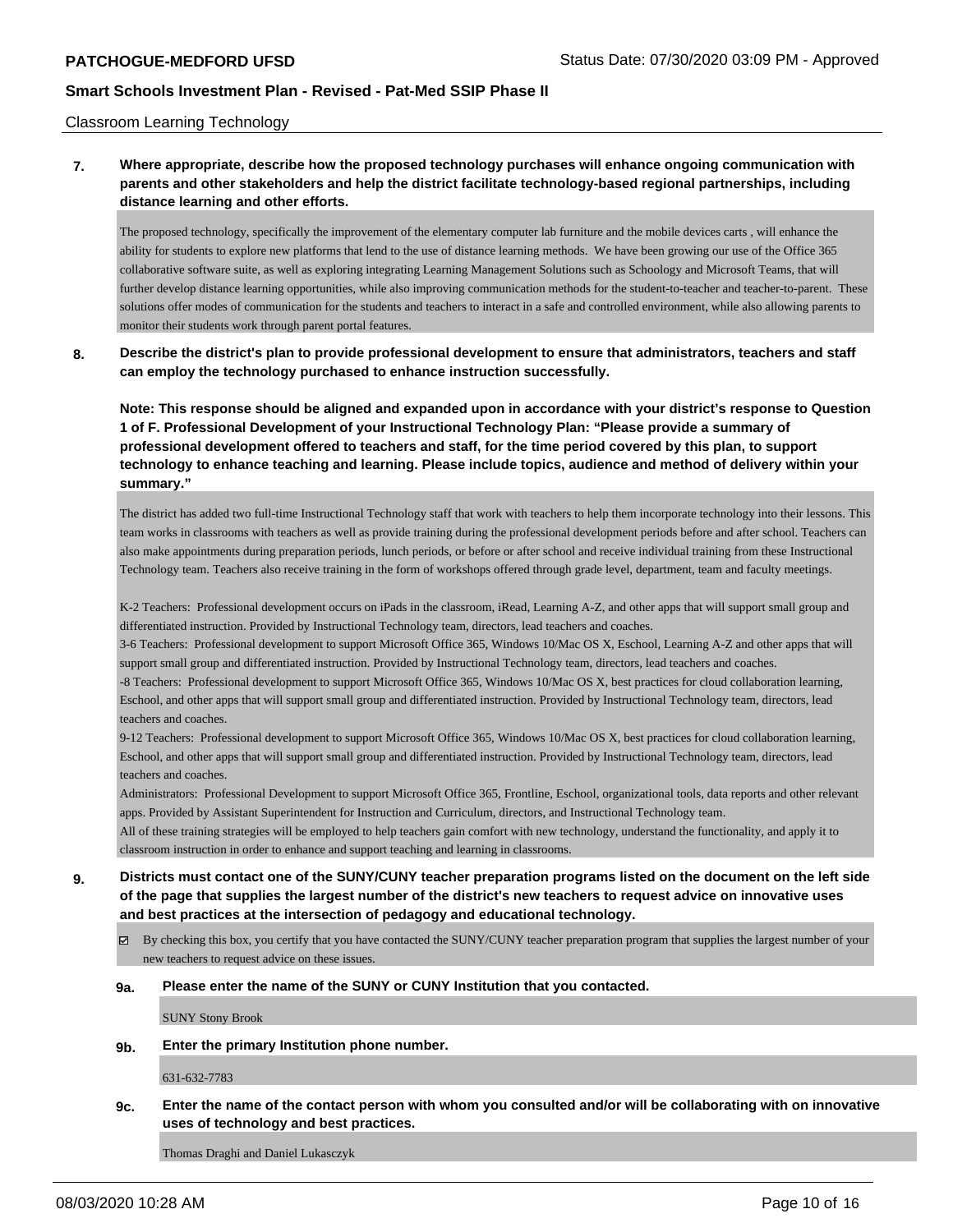Classroom Learning Technology

**7. Where appropriate, describe how the proposed technology purchases will enhance ongoing communication with parents and other stakeholders and help the district facilitate technology-based regional partnerships, including distance learning and other efforts.**

The proposed technology, specifically the improvement of the elementary computer lab furniture and the mobile devices carts , will enhance the ability for students to explore new platforms that lend to the use of distance learning methods. We have been growing our use of the Office 365 collaborative software suite, as well as exploring integrating Learning Management Solutions such as Schoology and Microsoft Teams, that will further develop distance learning opportunities, while also improving communication methods for the student-to-teacher and teacher-to-parent. These solutions offer modes of communication for the students and teachers to interact in a safe and controlled environment, while also allowing parents to monitor their students work through parent portal features.

**8. Describe the district's plan to provide professional development to ensure that administrators, teachers and staff can employ the technology purchased to enhance instruction successfully.**

**Note: This response should be aligned and expanded upon in accordance with your district's response to Question 1 of F. Professional Development of your Instructional Technology Plan: "Please provide a summary of professional development offered to teachers and staff, for the time period covered by this plan, to support technology to enhance teaching and learning. Please include topics, audience and method of delivery within your summary."**

The district has added two full-time Instructional Technology staff that work with teachers to help them incorporate technology into their lessons. This team works in classrooms with teachers as well as provide training during the professional development periods before and after school. Teachers can also make appointments during preparation periods, lunch periods, or before or after school and receive individual training from these Instructional Technology team. Teachers also receive training in the form of workshops offered through grade level, department, team and faculty meetings.

K-2 Teachers: Professional development occurs on iPads in the classroom, iRead, Learning A-Z, and other apps that will support small group and differentiated instruction. Provided by Instructional Technology team, directors, lead teachers and coaches.
3-6 Teachers: Professional development to support Microsoft Office 365, Windows 10/Mac OS X, Eschool, Learning A-Z and other apps that will support small group and differentiated instruction. Provided by Instructional Technology team, directors, lead teachers and coaches.
-8 Teachers: Professional development to support Microsoft Office 365, Windows 10/Mac OS X, best practices for cloud collaboration learning, Eschool, and other apps that will support small group and differentiated instruction. Provided by Instructional Technology team, directors, lead teachers and coaches.
9-12 Teachers: Professional development to support Microsoft Office 365, Windows 10/Mac OS X, best practices for cloud collaboration learning, Eschool, and other apps that will support small group and differentiated instruction. Provided by Instructional Technology team, directors, lead teachers and coaches.
Administrators: Professional Development to support Microsoft Office 365, Frontline, Eschool, organizational tools, data reports and other relevant apps. Provided by Assistant Superintendent for Instruction and Curriculum, directors, and Instructional Technology team.
All of these training strategies will be employed to help teachers gain comfort with new technology, understand the functionality, and apply it to classroom instruction in order to enhance and support teaching and learning in classrooms.

**9. Districts must contact one of the SUNY/CUNY teacher preparation programs listed on the document on the left side of the page that supplies the largest number of the district's new teachers to request advice on innovative uses and best practices at the intersection of pedagogy and educational technology.**

☑ By checking this box, you certify that you have contacted the SUNY/CUNY teacher preparation program that supplies the largest number of your new teachers to request advice on these issues.

**9a. Please enter the name of the SUNY or CUNY Institution that you contacted.**

SUNY Stony Brook

**9b. Enter the primary Institution phone number.**

631-632-7783

**9c. Enter the name of the contact person with whom you consulted and/or will be collaborating with on innovative uses of technology and best practices.**

Thomas Draghi and Daniel Lukasczyk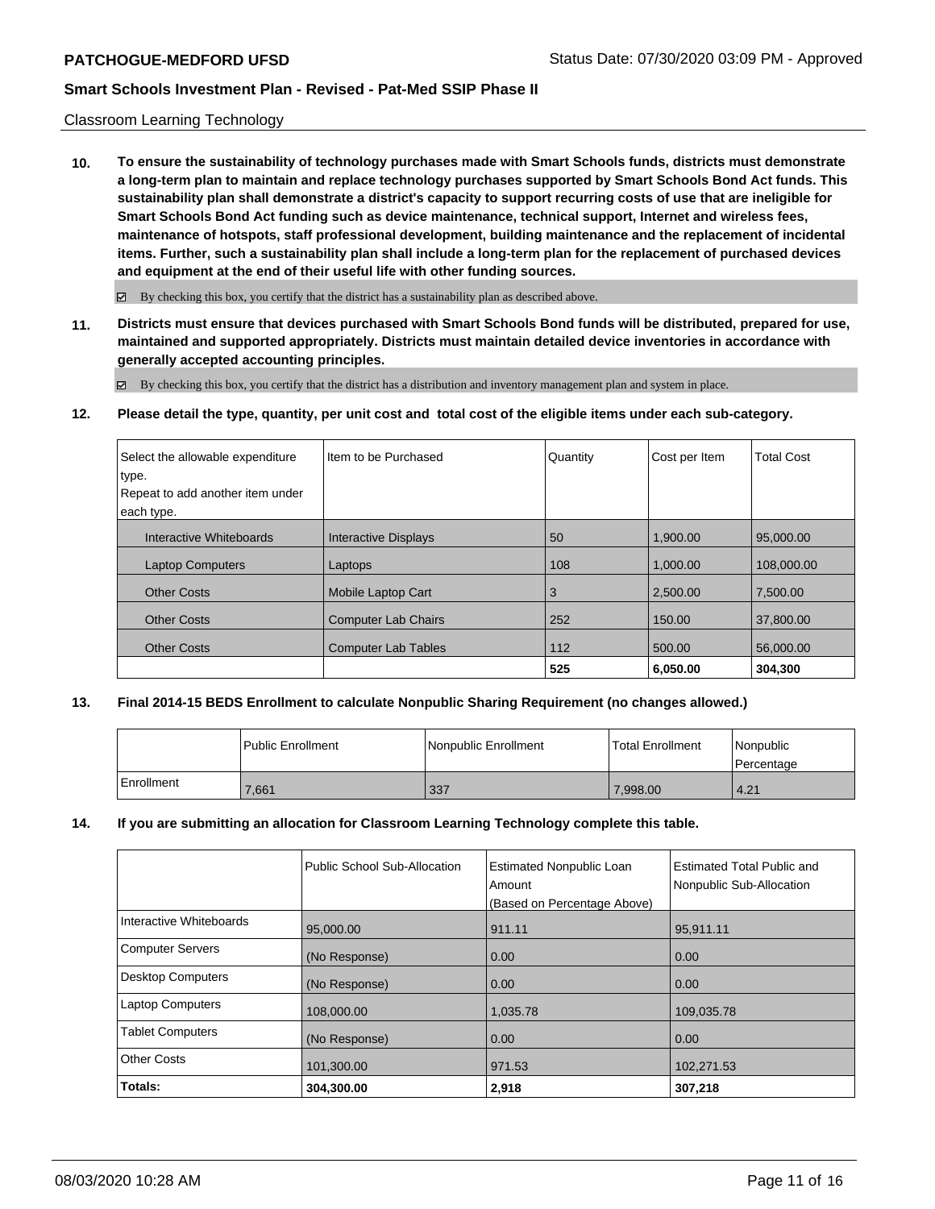Classroom Learning Technology

**10. To ensure the sustainability of technology purchases made with Smart Schools funds, districts must demonstrate a long-term plan to maintain and replace technology purchases supported by Smart Schools Bond Act funds. This sustainability plan shall demonstrate a district's capacity to support recurring costs of use that are ineligible for Smart Schools Bond Act funding such as device maintenance, technical support, Internet and wireless fees, maintenance of hotspots, staff professional development, building maintenance and the replacement of incidental items. Further, such a sustainability plan shall include a long-term plan for the replacement of purchased devices and equipment at the end of their useful life with other funding sources.**

☑ By checking this box, you certify that the district has a sustainability plan as described above.

**11. Districts must ensure that devices purchased with Smart Schools Bond funds will be distributed, prepared for use, maintained and supported appropriately. Districts must maintain detailed device inventories in accordance with generally accepted accounting principles.**

☑ By checking this box, you certify that the district has a distribution and inventory management plan and system in place.

**12. Please detail the type, quantity, per unit cost and total cost of the eligible items under each sub-category.**

| Select the allowable expenditure type. Repeat to add another item under each type. | Item to be Purchased | Quantity | Cost per Item | Total Cost |
|---|---|---|---|---|
| Interactive Whiteboards | Interactive Displays | 50 | 1,900.00 | 95,000.00 |
| Laptop Computers | Laptops | 108 | 1,000.00 | 108,000.00 |
| Other Costs | Mobile Laptop Cart | 3 | 2,500.00 | 7,500.00 |
| Other Costs | Computer Lab Chairs | 252 | 150.00 | 37,800.00 |
| Other Costs | Computer Lab Tables | 112 | 500.00 | 56,000.00 |
| | | **525** | **6,050.00** | **304,300** |

**13. Final 2014-15 BEDS Enrollment to calculate Nonpublic Sharing Requirement (no changes allowed.)**

| | Public Enrollment | Nonpublic Enrollment | Total Enrollment | Nonpublic Percentage |
|---|---|---|---|---|
| Enrollment | 7,661 | 337 | 7,998.00 | 4.21 |

**14. If you are submitting an allocation for Classroom Learning Technology complete this table.**

| | Public School Sub-Allocation | Estimated Nonpublic Loan Amount (Based on Percentage Above) | Estimated Total Public and Nonpublic Sub-Allocation |
|---|---|---|---|
| Interactive Whiteboards | 95,000.00 | 911.11 | 95,911.11 |
| Computer Servers | (No Response) | 0.00 | 0.00 |
| Desktop Computers | (No Response) | 0.00 | 0.00 |
| Laptop Computers | 108,000.00 | 1,035.78 | 109,035.78 |
| Tablet Computers | (No Response) | 0.00 | 0.00 |
| Other Costs | 101,300.00 | 971.53 | 102,271.53 |
| **Totals:** | **304,300.00** | **2,918** | **307,218** |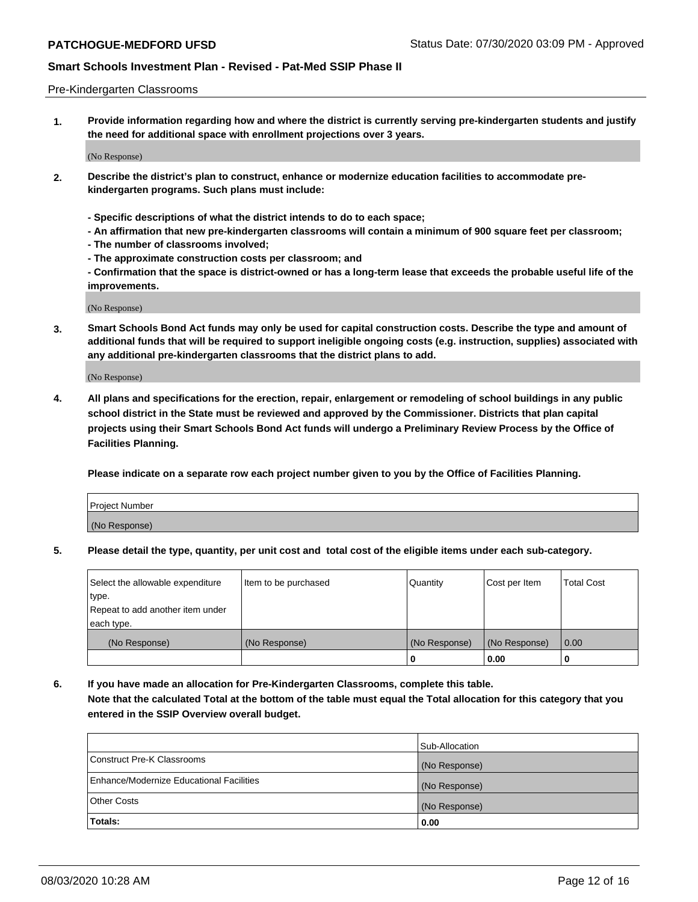Pre-Kindergarten Classrooms

**1. Provide information regarding how and where the district is currently serving pre-kindergarten students and justify the need for additional space with enrollment projections over 3 years.**

(No Response)

**2. Describe the district's plan to construct, enhance or modernize education facilities to accommodate pre-kindergarten programs. Such plans must include:**

**- Specific descriptions of what the district intends to do to each space;**
**- An affirmation that new pre-kindergarten classrooms will contain a minimum of 900 square feet per classroom;**
**- The number of classrooms involved;**
**- The approximate construction costs per classroom; and**
**- Confirmation that the space is district-owned or has a long-term lease that exceeds the probable useful life of the improvements.**

(No Response)

**3. Smart Schools Bond Act funds may only be used for capital construction costs. Describe the type and amount of additional funds that will be required to support ineligible ongoing costs (e.g. instruction, supplies) associated with any additional pre-kindergarten classrooms that the district plans to add.**

(No Response)

**4. All plans and specifications for the erection, repair, enlargement or remodeling of school buildings in any public school district in the State must be reviewed and approved by the Commissioner. Districts that plan capital projects using their Smart Schools Bond Act funds will undergo a Preliminary Review Process by the Office of Facilities Planning.**

**Please indicate on a separate row each project number given to you by the Office of Facilities Planning.**

| Project Number |
|---|
| (No Response) |

**5. Please detail the type, quantity, per unit cost and total cost of the eligible items under each sub-category.**

| Select the allowable expenditure type. Repeat to add another item under each type. | Item to be purchased | Quantity | Cost per Item | Total Cost |
|---|---|---|---|---|
| (No Response) | (No Response) | (No Response) | (No Response) | 0.00 |
| | | 0 | 0.00 | 0 |

**6. If you have made an allocation for Pre-Kindergarten Classrooms, complete this table. Note that the calculated Total at the bottom of the table must equal the Total allocation for this category that you entered in the SSIP Overview overall budget.**

| | Sub-Allocation |
|---|---|
| Construct Pre-K Classrooms | (No Response) |
| Enhance/Modernize Educational Facilities | (No Response) |
| Other Costs | (No Response) |
| **Totals:** | 0.00 |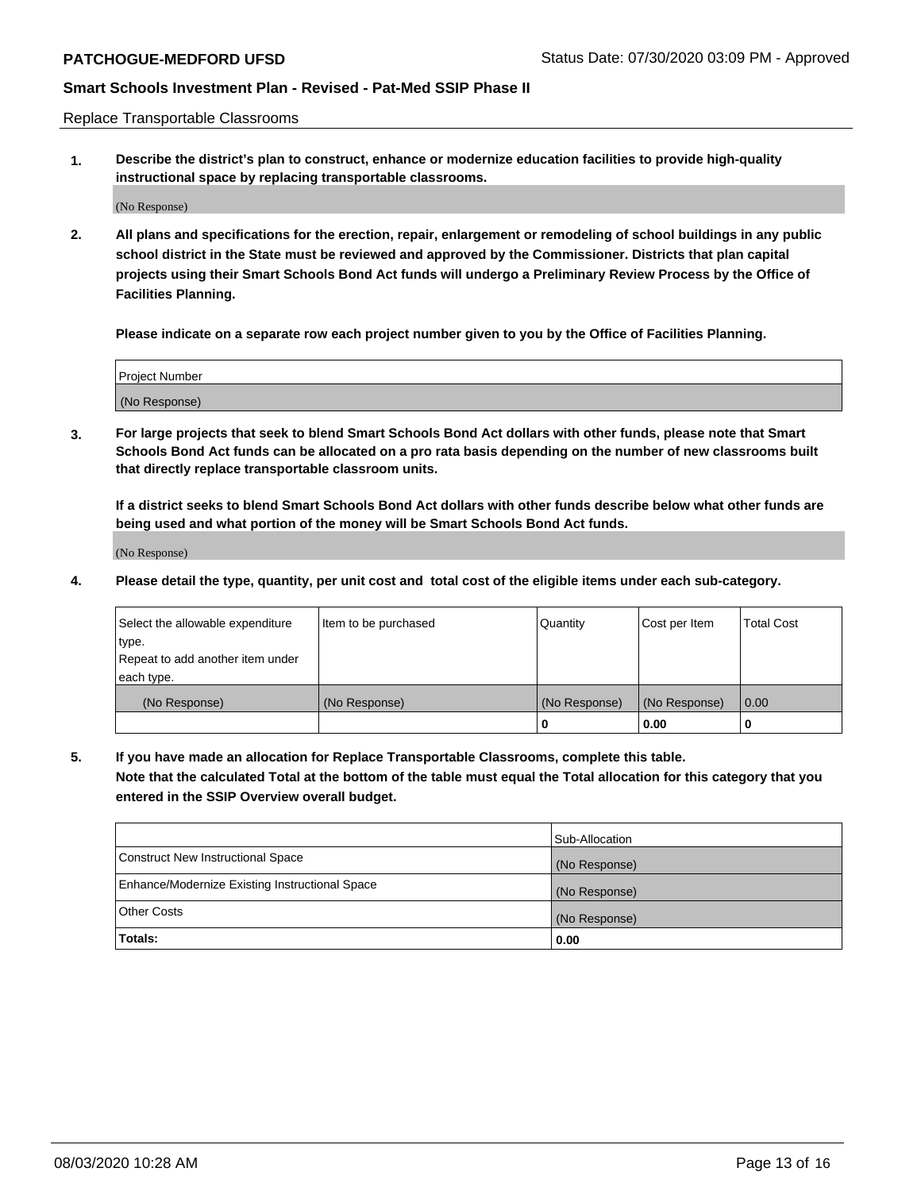Replace Transportable Classrooms

1. **Describe the district's plan to construct, enhance or modernize education facilities to provide high-quality instructional space by replacing transportable classrooms.**

(No Response)

2. **All plans and specifications for the erection, repair, enlargement or remodeling of school buildings in any public school district in the State must be reviewed and approved by the Commissioner. Districts that plan capital projects using their Smart Schools Bond Act funds will undergo a Preliminary Review Process by the Office of Facilities Planning.**

**Please indicate on a separate row each project number given to you by the Office of Facilities Planning.**

| Project Number |
|---|
| (No Response) |

3. **For large projects that seek to blend Smart Schools Bond Act dollars with other funds, please note that Smart Schools Bond Act funds can be allocated on a pro rata basis depending on the number of new classrooms built that directly replace transportable classroom units.**

**If a district seeks to blend Smart Schools Bond Act dollars with other funds describe below what other funds are being used and what portion of the money will be Smart Schools Bond Act funds.**

(No Response)

4. **Please detail the type, quantity, per unit cost and total cost of the eligible items under each sub-category.**

| Select the allowable expenditure type. Repeat to add another item under each type. | Item to be purchased | Quantity | Cost per Item | Total Cost |
|---|---|---|---|---|
| (No Response) | (No Response) | (No Response) | (No Response) | 0.00 |
| | | 0 | 0.00 | 0 |

5. **If you have made an allocation for Replace Transportable Classrooms, complete this table. Note that the calculated Total at the bottom of the table must equal the Total allocation for this category that you entered in the SSIP Overview overall budget.**

| | Sub-Allocation |
|---|---|
| Construct New Instructional Space | (No Response) |
| Enhance/Modernize Existing Instructional Space | (No Response) |
| Other Costs | (No Response) |
| **Totals:** | **0.00** |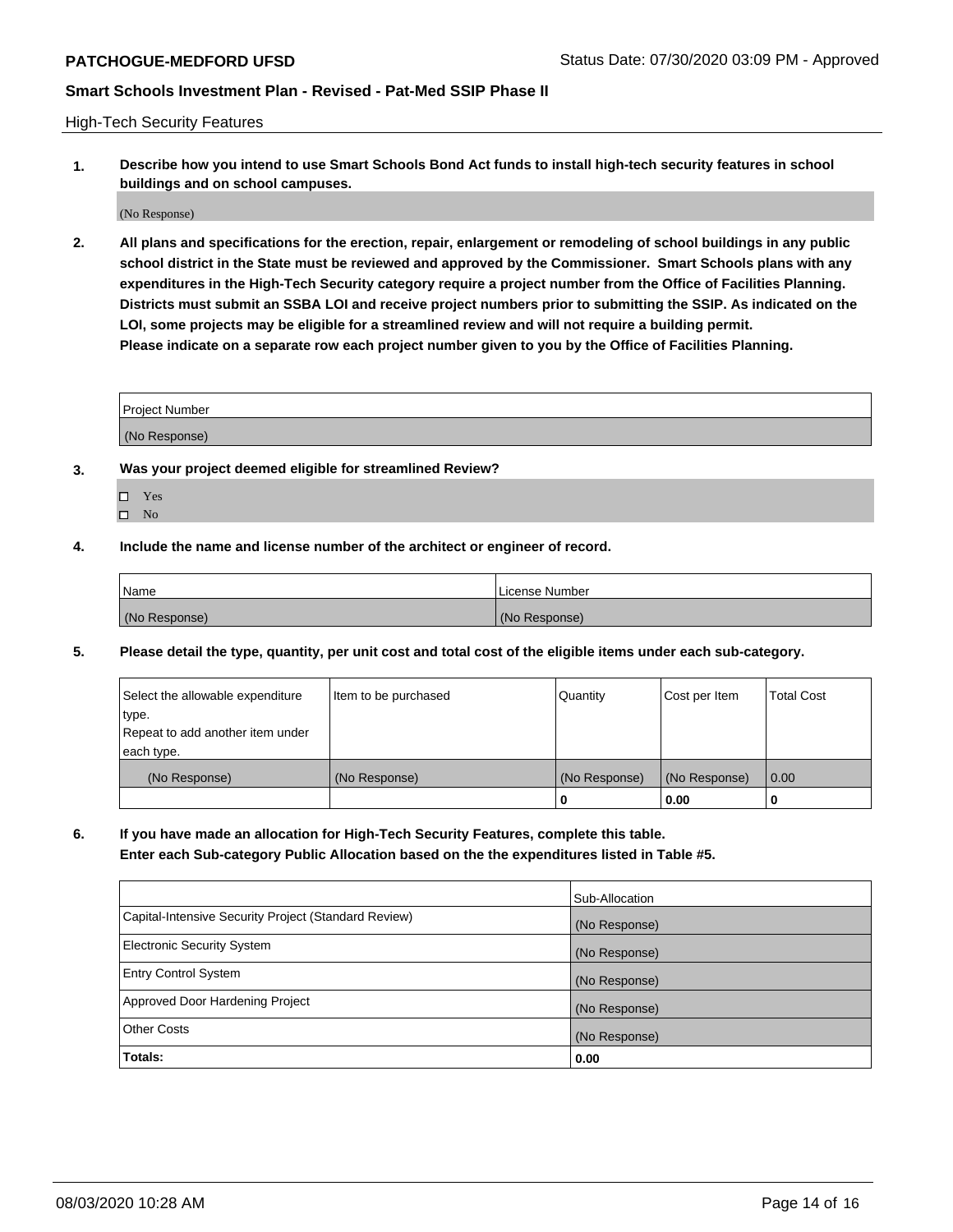High-Tech Security Features

**1. Describe how you intend to use Smart Schools Bond Act funds to install high-tech security features in school buildings and on school campuses.**

(No Response)

**2. All plans and specifications for the erection, repair, enlargement or remodeling of school buildings in any public school district in the State must be reviewed and approved by the Commissioner. Smart Schools plans with any expenditures in the High-Tech Security category require a project number from the Office of Facilities Planning. Districts must submit an SSBA LOI and receive project numbers prior to submitting the SSIP. As indicated on the LOI, some projects may be eligible for a streamlined review and will not require a building permit. Please indicate on a separate row each project number given to you by the Office of Facilities Planning.**

| Project Number |
| --- |
| (No Response) |

**3. Was your project deemed eligible for streamlined Review?**

- ☐ Yes
- ☐ No

**4. Include the name and license number of the architect or engineer of record.**

| Name | License Number |
| --- | --- |
| (No Response) | (No Response) |

**5. Please detail the type, quantity, per unit cost and total cost of the eligible items under each sub-category.**

| Select the allowable expenditure type. Repeat to add another item under each type. | Item to be purchased | Quantity | Cost per Item | Total Cost |
| --- | --- | --- | --- | --- |
| (No Response) | (No Response) | (No Response) | (No Response) | 0.00 |
| | | 0 | 0.00 | 0 |

**6. If you have made an allocation for High-Tech Security Features, complete this table. Enter each Sub-category Public Allocation based on the the expenditures listed in Table #5.**

| | Sub-Allocation |
| --- | --- |
| Capital-Intensive Security Project (Standard Review) | (No Response) |
| Electronic Security System | (No Response) |
| Entry Control System | (No Response) |
| Approved Door Hardening Project | (No Response) |
| Other Costs | (No Response) |
| **Totals:** | **0.00** |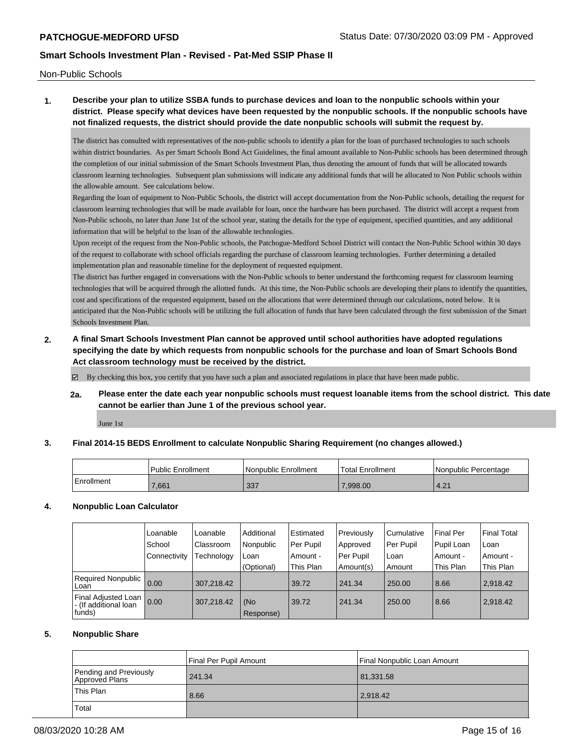Non-Public Schools

**1. Describe your plan to utilize SSBA funds to purchase devices and loan to the nonpublic schools within your district. Please specify what devices have been requested by the nonpublic schools. If the nonpublic schools have not finalized requests, the district should provide the date nonpublic schools will submit the request by.**

The district has consulted with representatives of the non-public schools to identify a plan for the loan of purchased technologies to such schools within district boundaries. As per Smart Schools Bond Act Guidelines, the final amount available to Non-Public schools has been determined through the completion of our initial submission of the Smart Schools Investment Plan, thus denoting the amount of funds that will be allocated towards classroom learning technologies. Subsequent plan submissions will indicate any additional funds that will be allocated to Non Public schools within the allowable amount. See calculations below.

Regarding the loan of equipment to Non-Public Schools, the district will accept documentation from the Non-Public schools, detailing the request for classroom learning technologies that will be made available for loan, once the hardware has been purchased. The district will accept a request from Non-Public schools, no later than June 1st of the school year, stating the details for the type of equipment, specified quantities, and any additional information that will be helpful to the loan of the allowable technologies.

Upon receipt of the request from the Non-Public schools, the Patchogue-Medford School District will contact the Non-Public School within 30 days of the request to collaborate with school officials regarding the purchase of classroom learning technologies. Further determining a detailed implementation plan and reasonable timeline for the deployment of requested equipment.

The district has further engaged in conversations with the Non-Public schools to better understand the forthcoming request for classroom learning technologies that will be acquired through the allotted funds. At this time, the Non-Public schools are developing their plans to identify the quantities, cost and specifications of the requested equipment, based on the allocations that were determined through our calculations, noted below. It is anticipated that the Non-Public schools will be utilizing the full allocation of funds that have been calculated through the first submission of the Smart Schools Investment Plan.

**2. A final Smart Schools Investment Plan cannot be approved until school authorities have adopted regulations specifying the date by which requests from nonpublic schools for the purchase and loan of Smart Schools Bond Act classroom technology must be received by the district.**

☑ By checking this box, you certify that you have such a plan and associated regulations in place that have been made public.

**2a. Please enter the date each year nonpublic schools must request loanable items from the school district. This date cannot be earlier than June 1 of the previous school year.**

June 1st

**3. Final 2014-15 BEDS Enrollment to calculate Nonpublic Sharing Requirement (no changes allowed.)**

| | Public Enrollment | Nonpublic Enrollment | Total Enrollment | Nonpublic Percentage |
|---|---|---|---|---|
| Enrollment | 7,661 | 337 | 7,998.00 | 4.21 |

**4. Nonpublic Loan Calculator**

| | Loanable School Connectivity | Loanable Classroom Technology | Additional Nonpublic Loan (Optional) | Estimated Per Pupil Amount - This Plan | Previously Approved Per Pupil Amount(s) | Cumulative Per Pupil Loan Amount | Final Per Pupil Loan Amount - This Plan | Final Total Loan Amount - This Plan |
|---|---|---|---|---|---|---|---|---|
| Required Nonpublic Loan | 0.00 | 307,218.42 | | 39.72 | 241.34 | 250.00 | 8.66 | 2,918.42 |
| Final Adjusted Loan - (If additional loan funds) | 0.00 | 307,218.42 | (No Response) | 39.72 | 241.34 | 250.00 | 8.66 | 2,918.42 |

**5. Nonpublic Share**

| | Final Per Pupil Amount | Final Nonpublic Loan Amount |
|---|---|---|
| Pending and Previously Approved Plans | 241.34 | 81,331.58 |
| This Plan | 8.66 | 2,918.42 |
| Total | | |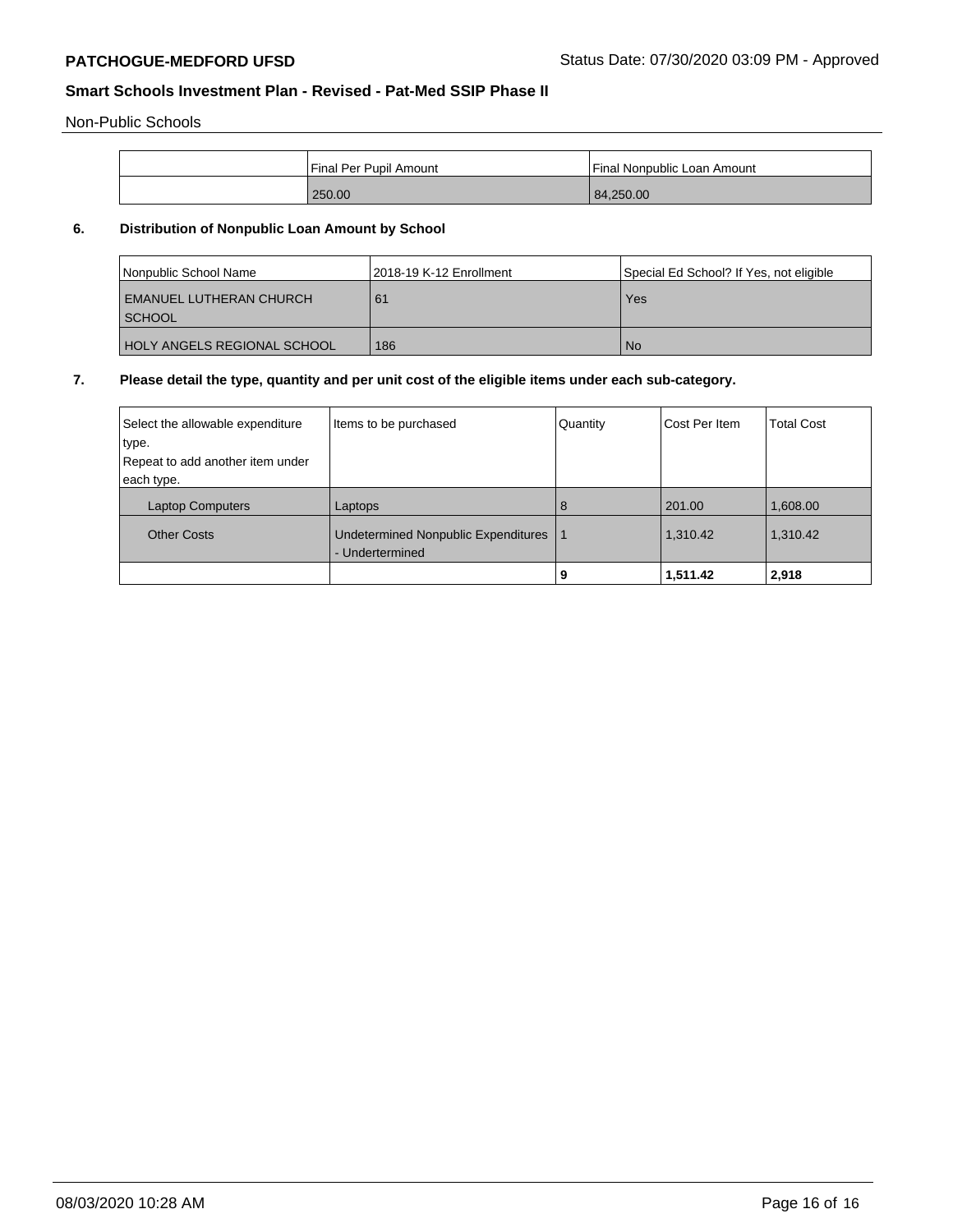Non-Public Schools

| | Final Per Pupil Amount | Final Nonpublic Loan Amount |
|---|---|---|
| | 250.00 | 84,250.00 |

**6. Distribution of Nonpublic Loan Amount by School**

| Nonpublic School Name | 2018-19 K-12 Enrollment | Special Ed School? If Yes, not eligible |
|---|---|---|
| EMANUEL LUTHERAN CHURCH SCHOOL | 61 | Yes |
| HOLY ANGELS REGIONAL SCHOOL | 186 | No |

**7. Please detail the type, quantity and per unit cost of the eligible items under each sub-category.**

| Select the allowable expenditure type. Repeat to add another item under each type. | Items to be purchased | Quantity | Cost Per Item | Total Cost |
|---|---|---|---|---|
| Laptop Computers | Laptops | 8 | 201.00 | 1,608.00 |
| Other Costs | Undetermined Nonpublic Expenditures - Undertermined | 1 | 1,310.42 | 1,310.42 |
| | | **9** | **1,511.42** | **2,918** |